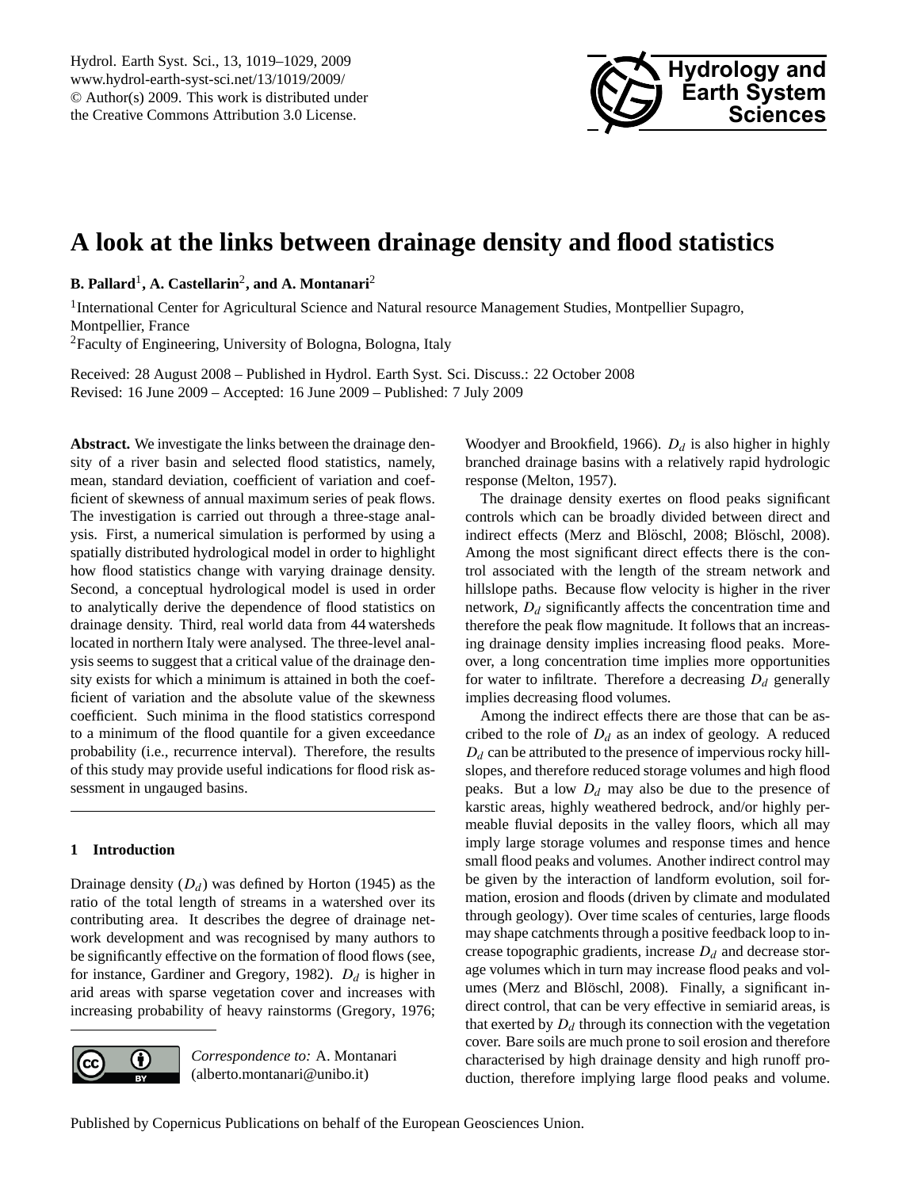# A look at the links between drainage density and flood statistics

**B. Pallard**[1], **A. Castellarin**[2], **and A. Montanari**[2]

[1]International Center for Agricultural Science and Natural resource Management Studies, Montpellier Supagro, Montpellier, France

[2]Faculty of Engineering, University of Bologna, Bologna, Italy

Received: 28 August 2008 – Published in Hydrol. Earth Syst. Sci. Discuss.: 22 October 2008
Revised: 16 June 2009 – Accepted: 16 June 2009 – Published: 7 July 2009

**Abstract.** We investigate the links between the drainage density of a river basin and selected flood statistics, namely, mean, standard deviation, coefficient of variation and coefficient of skewness of annual maximum series of peak flows. The investigation is carried out through a three-stage analysis. First, a numerical simulation is performed by using a spatially distributed hydrological model in order to highlight how flood statistics change with varying drainage density. Second, a conceptual hydrological model is used in order to analytically derive the dependence of flood statistics on drainage density. Third, real world data from 44 watersheds located in northern Italy were analysed. The three-level analysis seems to suggest that a critical value of the drainage density exists for which a minimum is attained in both the coefficient of variation and the absolute value of the skewness coefficient. Such minima in the flood statistics correspond to a minimum of the flood quantile for a given exceedance probability (i.e., recurrence interval). Therefore, the results of this study may provide useful indications for flood risk assessment in ungauged basins.

## 1 Introduction

Drainage density ($D_d$) was defined by Horton (1945) as the ratio of the total length of streams in a watershed over its contributing area. It describes the degree of drainage network development and was recognised by many authors to be significantly effective on the formation of flood flows (see, for instance, Gardiner and Gregory, 1982). $D_d$ is higher in arid areas with sparse vegetation cover and increases with increasing probability of heavy rainstorms (Gregory, 1976; Woodyer and Brookfield, 1966). $D_d$ is also higher in highly branched drainage basins with a relatively rapid hydrologic response (Melton, 1957).

The drainage density exertes on flood peaks significant controls which can be broadly divided between direct and indirect effects (Merz and Blöschl, 2008; Blöschl, 2008). Among the most significant direct effects there is the control associated with the length of the stream network and hillslope paths. Because flow velocity is higher in the river network, $D_d$ significantly affects the concentration time and therefore the peak flow magnitude. It follows that an increasing drainage density implies increasing flood peaks. Moreover, a long concentration time implies more opportunities for water to infiltrate. Therefore a decreasing $D_d$ generally implies decreasing flood volumes.

Among the indirect effects there are those that can be ascribed to the role of $D_d$ as an index of geology. A reduced $D_d$ can be attributed to the presence of impervious rocky hillslopes, and therefore reduced storage volumes and high flood peaks. But a low $D_d$ may also be due to the presence of karstic areas, highly weathered bedrock, and/or highly permeable fluvial deposits in the valley floors, which all may imply large storage volumes and response times and hence small flood peaks and volumes. Another indirect control may be given by the interaction of landform evolution, soil formation, erosion and floods (driven by climate and modulated through geology). Over time scales of centuries, large floods may shape catchments through a positive feedback loop to increase topographic gradients, increase $D_d$ and decrease storage volumes which in turn may increase flood peaks and volumes (Merz and Blöschl, 2008). Finally, a significant indirect control, that can be very effective in semiarid areas, is that exerted by $D_d$ through its connection with the vegetation cover. Bare soils are much prone to soil erosion and therefore characterised by high drainage density and high runoff production, therefore implying large flood peaks and volume.

*Correspondence to:* A. Montanari
(alberto.montanari@unibo.it)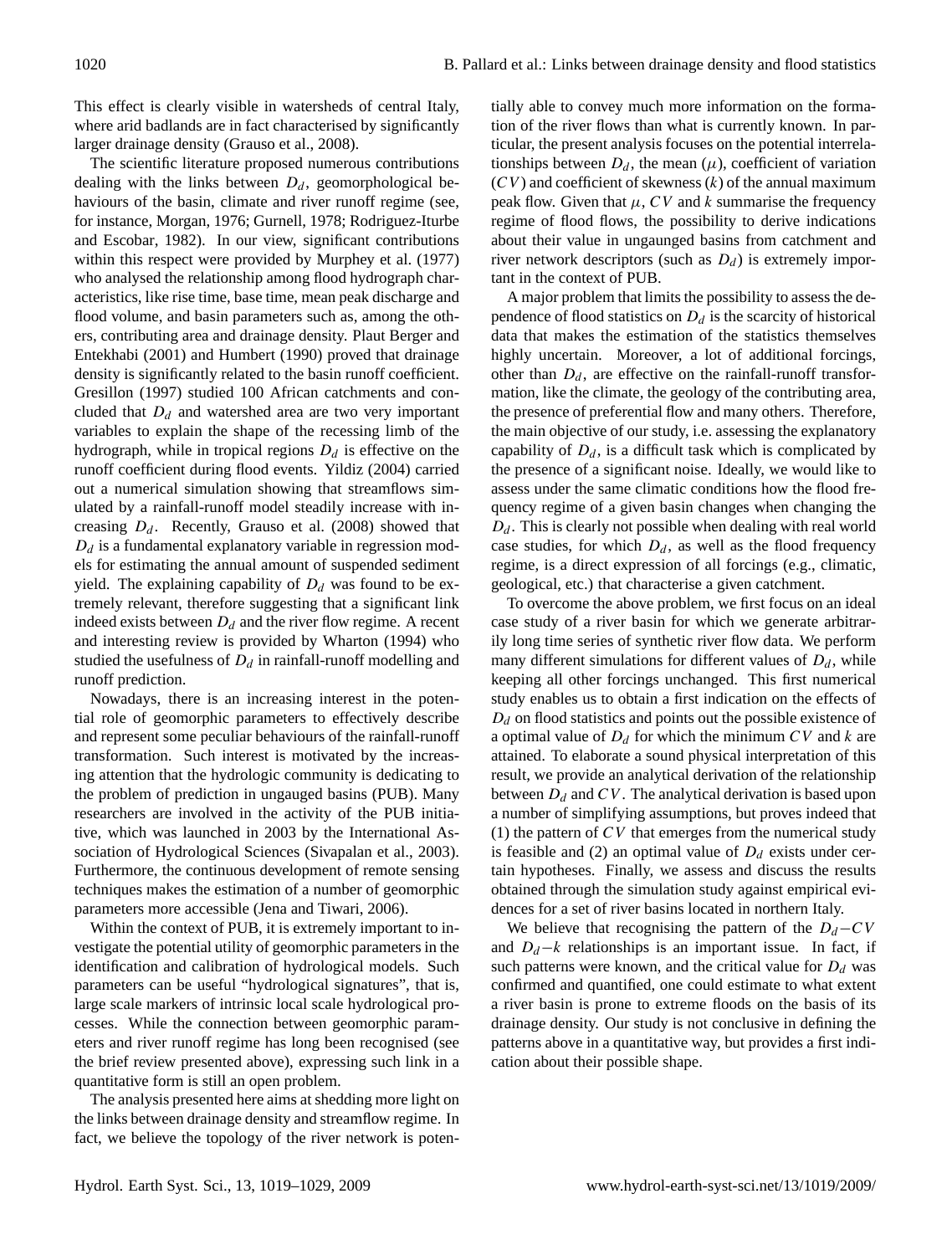This effect is clearly visible in watersheds of central Italy, where arid badlands are in fact characterised by significantly larger drainage density (Grauso et al., 2008).

The scientific literature proposed numerous contributions dealing with the links between $D_d$, geomorphological behaviours of the basin, climate and river runoff regime (see, for instance, Morgan, 1976; Gurnell, 1978; Rodriguez-Iturbe and Escobar, 1982). In our view, significant contributions within this respect were provided by Murphey et al. (1977) who analysed the relationship among flood hydrograph characteristics, like rise time, base time, mean peak discharge and flood volume, and basin parameters such as, among the others, contributing area and drainage density. Plaut Berger and Entekhabi (2001) and Humbert (1990) proved that drainage density is significantly related to the basin runoff coefficient. Gresillon (1997) studied 100 African catchments and concluded that $D_d$ and watershed area are two very important variables to explain the shape of the recessing limb of the hydrograph, while in tropical regions $D_d$ is effective on the runoff coefficient during flood events. Yildiz (2004) carried out a numerical simulation showing that streamflows simulated by a rainfall-runoff model steadily increase with increasing $D_d$. Recently, Grauso et al. (2008) showed that $D_d$ is a fundamental explanatory variable in regression models for estimating the annual amount of suspended sediment yield. The explaining capability of $D_d$ was found to be extremely relevant, therefore suggesting that a significant link indeed exists between $D_d$ and the river flow regime. A recent and interesting review is provided by Wharton (1994) who studied the usefulness of $D_d$ in rainfall-runoff modelling and runoff prediction.

Nowadays, there is an increasing interest in the potential role of geomorphic parameters to effectively describe and represent some peculiar behaviours of the rainfall-runoff transformation. Such interest is motivated by the increasing attention that the hydrologic community is dedicating to the problem of prediction in ungauged basins (PUB). Many researchers are involved in the activity of the PUB initiative, which was launched in 2003 by the International Association of Hydrological Sciences (Sivapalan et al., 2003). Furthermore, the continuous development of remote sensing techniques makes the estimation of a number of geomorphic parameters more accessible (Jena and Tiwari, 2006).

Within the context of PUB, it is extremely important to investigate the potential utility of geomorphic parameters in the identification and calibration of hydrological models. Such parameters can be useful "hydrological signatures", that is, large scale markers of intrinsic local scale hydrological processes. While the connection between geomorphic parameters and river runoff regime has long been recognised (see the brief review presented above), expressing such link in a quantitative form is still an open problem.

The analysis presented here aims at shedding more light on the links between drainage density and streamflow regime. In fact, we believe the topology of the river network is potentially able to convey much more information on the formation of the river flows than what is currently known. In particular, the present analysis focuses on the potential interrelationships between $D_d$, the mean ($\mu$), coefficient of variation ($CV$) and coefficient of skewness ($k$) of the annual maximum peak flow. Given that $\mu$, $CV$ and $k$ summarise the frequency regime of flood flows, the possibility to derive indications about their value in ungaunged basins from catchment and river network descriptors (such as $D_d$) is extremely important in the context of PUB.

A major problem that limits the possibility to assess the dependence of flood statistics on $D_d$ is the scarcity of historical data that makes the estimation of the statistics themselves highly uncertain. Moreover, a lot of additional forcings, other than $D_d$, are effective on the rainfall-runoff transformation, like the climate, the geology of the contributing area, the presence of preferential flow and many others. Therefore, the main objective of our study, i.e. assessing the explanatory capability of $D_d$, is a difficult task which is complicated by the presence of a significant noise. Ideally, we would like to assess under the same climatic conditions how the flood frequency regime of a given basin changes when changing the $D_d$. This is clearly not possible when dealing with real world case studies, for which $D_d$, as well as the flood frequency regime, is a direct expression of all forcings (e.g., climatic, geological, etc.) that characterise a given catchment.

To overcome the above problem, we first focus on an ideal case study of a river basin for which we generate arbitrarily long time series of synthetic river flow data. We perform many different simulations for different values of $D_d$, while keeping all other forcings unchanged. This first numerical study enables us to obtain a first indication on the effects of $D_d$ on flood statistics and points out the possible existence of a optimal value of $D_d$ for which the minimum $CV$ and $k$ are attained. To elaborate a sound physical interpretation of this result, we provide an analytical derivation of the relationship between $D_d$ and $CV$. The analytical derivation is based upon a number of simplifying assumptions, but proves indeed that (1) the pattern of $CV$ that emerges from the numerical study is feasible and (2) an optimal value of $D_d$ exists under certain hypotheses. Finally, we assess and discuss the results obtained through the simulation study against empirical evidences for a set of river basins located in northern Italy.

We believe that recognising the pattern of the $D_d-CV$ and $D_d-k$ relationships is an important issue. In fact, if such patterns were known, and the critical value for $D_d$ was confirmed and quantified, one could estimate to what extent a river basin is prone to extreme floods on the basis of its drainage density. Our study is not conclusive in defining the patterns above in a quantitative way, but provides a first indication about their possible shape.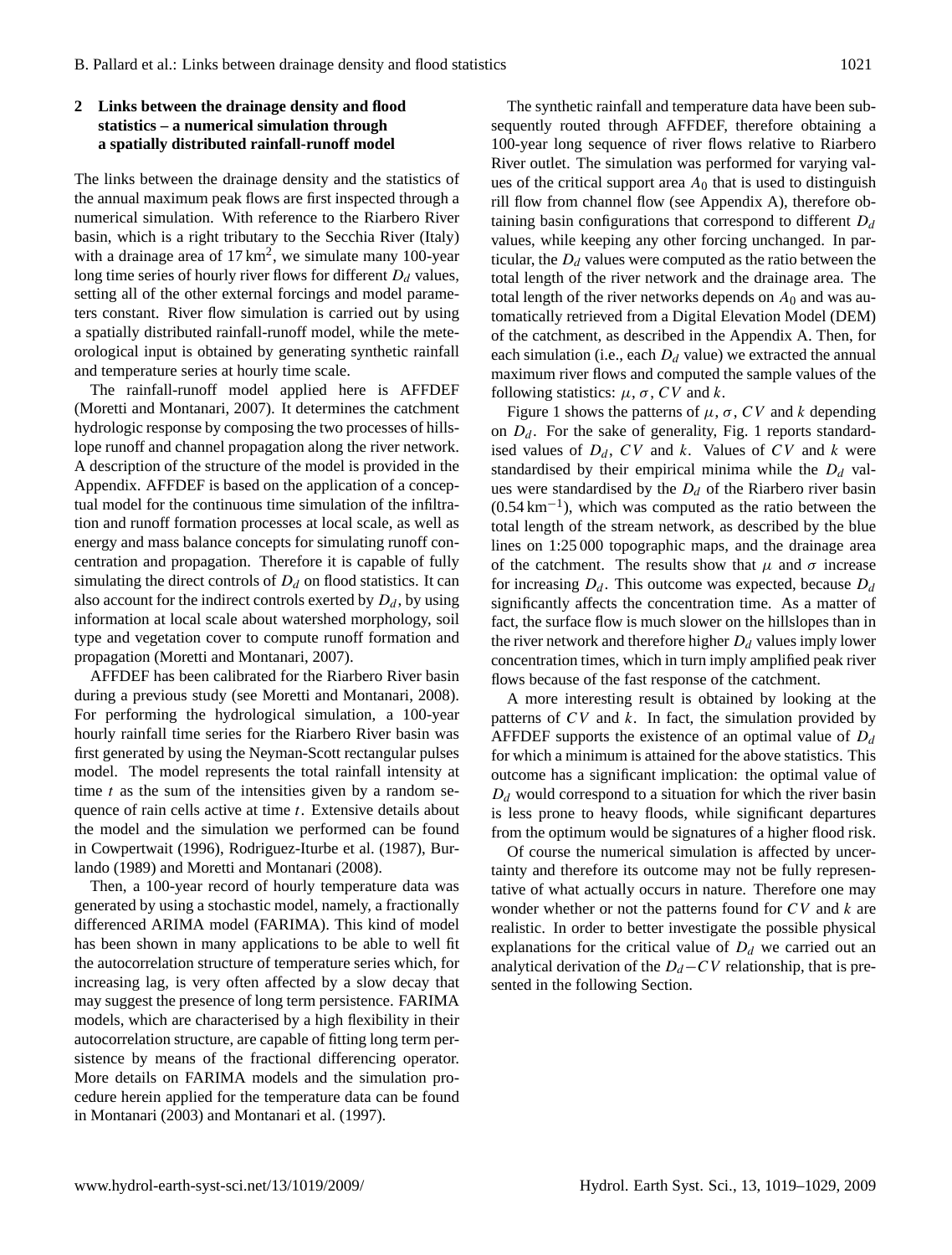## 2 Links between the drainage density and flood statistics – a numerical simulation through a spatially distributed rainfall-runoff model

The links between the drainage density and the statistics of the annual maximum peak flows are first inspected through a numerical simulation. With reference to the Riarbero River basin, which is a right tributary to the Secchia River (Italy) with a drainage area of 17 $km^2$, we simulate many 100-year long time series of hourly river flows for different $D_d$ values, setting all of the other external forcings and model parameters constant. River flow simulation is carried out by using a spatially distributed rainfall-runoff model, while the meteorological input is obtained by generating synthetic rainfall and temperature series at hourly time scale.

The rainfall-runoff model applied here is AFFDEF (Moretti and Montanari, 2007). It determines the catchment hydrologic response by composing the two processes of hillslope runoff and channel propagation along the river network. A description of the structure of the model is provided in the Appendix. AFFDEF is based on the application of a conceptual model for the continuous time simulation of the infiltration and runoff formation processes at local scale, as well as energy and mass balance concepts for simulating runoff concentration and propagation. Therefore it is capable of fully simulating the direct controls of $D_d$ on flood statistics. It can also account for the indirect controls exerted by $D_d$, by using information at local scale about watershed morphology, soil type and vegetation cover to compute runoff formation and propagation (Moretti and Montanari, 2007).

AFFDEF has been calibrated for the Riarbero River basin during a previous study (see Moretti and Montanari, 2008). For performing the hydrological simulation, a 100-year hourly rainfall time series for the Riarbero River basin was first generated by using the Neyman-Scott rectangular pulses model. The model represents the total rainfall intensity at time $t$ as the sum of the intensities given by a random sequence of rain cells active at time $t$. Extensive details about the model and the simulation we performed can be found in Cowpertwait (1996), Rodriguez-Iturbe et al. (1987), Burlando (1989) and Moretti and Montanari (2008).

Then, a 100-year record of hourly temperature data was generated by using a stochastic model, namely, a fractionally differenced ARIMA model (FARIMA). This kind of model has been shown in many applications to be able to well fit the autocorrelation structure of temperature series which, for increasing lag, is very often affected by a slow decay that may suggest the presence of long term persistence. FARIMA models, which are characterised by a high flexibility in their autocorrelation structure, are capable of fitting long term persistence by means of the fractional differencing operator. More details on FARIMA models and the simulation procedure herein applied for the temperature data can be found in Montanari (2003) and Montanari et al. (1997).

The synthetic rainfall and temperature data have been subsequently routed through AFFDEF, therefore obtaining a 100-year long sequence of river flows relative to Riarbero River outlet. The simulation was performed for varying values of the critical support area $A_0$ that is used to distinguish rill flow from channel flow (see Appendix A), therefore obtaining basin configurations that correspond to different $D_d$ values, while keeping any other forcing unchanged. In particular, the $D_d$ values were computed as the ratio between the total length of the river network and the drainage area. The total length of the river networks depends on $A_0$ and was automatically retrieved from a Digital Elevation Model (DEM) of the catchment, as described in the Appendix A. Then, for each simulation (i.e., each $D_d$ value) we extracted the annual maximum river flows and computed the sample values of the following statistics: $\mu$, $\sigma$, $CV$ and $k$.

Figure 1 shows the patterns of $\mu$, $\sigma$, $CV$ and $k$ depending on $D_d$. For the sake of generality, Fig. 1 reports standardised values of $D_d$, $CV$ and $k$. Values of $CV$ and $k$ were standardised by their empirical minima while the $D_d$ values were standardised by the $D_d$ of the Riarbero river basin (0.54 $km^{-1}$), which was computed as the ratio between the total length of the stream network, as described by the blue lines on 1:25 000 topographic maps, and the drainage area of the catchment. The results show that $\mu$ and $\sigma$ increase for increasing $D_d$. This outcome was expected, because $D_d$ significantly affects the concentration time. As a matter of fact, the surface flow is much slower on the hillslopes than in the river network and therefore higher $D_d$ values imply lower concentration times, which in turn imply amplified peak river flows because of the fast response of the catchment.

A more interesting result is obtained by looking at the patterns of $CV$ and $k$. In fact, the simulation provided by AFFDEF supports the existence of an optimal value of $D_d$ for which a minimum is attained for the above statistics. This outcome has a significant implication: the optimal value of $D_d$ would correspond to a situation for which the river basin is less prone to heavy floods, while significant departures from the optimum would be signatures of a higher flood risk.

Of course the numerical simulation is affected by uncertainty and therefore its outcome may not be fully representative of what actually occurs in nature. Therefore one may wonder whether or not the patterns found for $CV$ and $k$ are realistic. In order to better investigate the possible physical explanations for the critical value of $D_d$ we carried out an analytical derivation of the $D_d-CV$ relationship, that is presented in the following Section.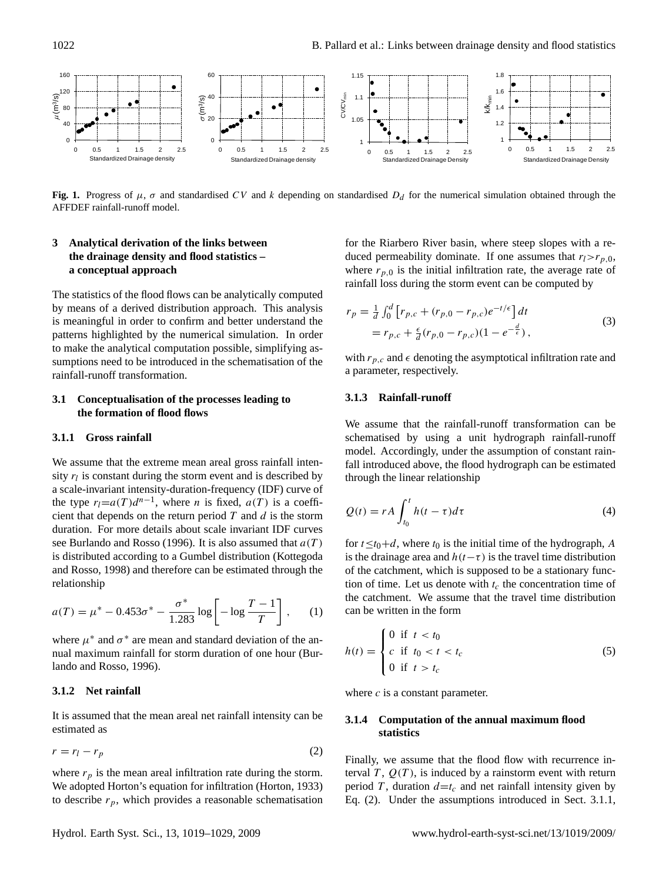**Fig. 1.** Progress of $\mu$, $\sigma$ and standardised $CV$ and $k$ depending on standardised $D_d$ for the numerical simulation obtained through the AFFDEF rainfall-runoff model.

## 3 Analytical derivation of the links between the drainage density and flood statistics – a conceptual approach

The statistics of the flood flows can be analytically computed by means of a derived distribution approach. This analysis is meaningful in order to confirm and better understand the patterns highlighted by the numerical simulation. In order to make the analytical computation possible, simplifying assumptions need to be introduced in the schematisation of the rainfall-runoff transformation.

### 3.1 Conceptualisation of the processes leading to the formation of flood flows

#### 3.1.1 Gross rainfall

We assume that the extreme mean areal gross rainfall intensity $r_l$ is constant during the storm event and is described by a scale-invariant intensity-duration-frequency (IDF) curve of the type $r_l=a(T)d^{n-1}$, where $n$ is fixed, $a(T)$ is a coefficient that depends on the return period $T$ and $d$ is the storm duration. For more details about scale invariant IDF curves see Burlando and Rosso (1996). It is also assumed that $a(T)$ is distributed according to a Gumbel distribution (Kottegoda and Rosso, 1998) and therefore can be estimated through the relationship

$$a(T) = \mu^* - 0.453\sigma^* - \frac{\sigma^*}{1.283}\log\left[-\log\frac{T-1}{T}\right], \qquad (1)$$

where $\mu^*$ and $\sigma^*$ are mean and standard deviation of the annual maximum rainfall for storm duration of one hour (Burlando and Rosso, 1996).

#### 3.1.2 Net rainfall

It is assumed that the mean areal net rainfall intensity can be estimated as

$$r = r_l - r_p \qquad (2)$$

where $r_p$ is the mean areal infiltration rate during the storm. We adopted Horton's equation for infiltration (Horton, 1933) to describe $r_p$, which provides a reasonable schematisation for the Riarbero River basin, where steep slopes with a reduced permeability dominate. If one assumes that $r_l>r_{p,0}$, where $r_{p,0}$ is the initial infiltration rate, the average rate of rainfall loss during the storm event can be computed by

$$\begin{aligned} r_p &= \tfrac{1}{d}\int_0^d \left[r_{p,c} + (r_{p,0} - r_{p,c})e^{-t/\epsilon}\right]dt \\ &= r_{p,c} + \tfrac{\epsilon}{d}(r_{p,0} - r_{p,c})(1 - e^{-\frac{d}{\epsilon}}), \end{aligned} \qquad (3)$$

with $r_{p,c}$ and $\epsilon$ denoting the asymptotical infiltration rate and a parameter, respectively.

#### 3.1.3 Rainfall-runoff

We assume that the rainfall-runoff transformation can be schematised by using a unit hydrograph rainfall-runoff model. Accordingly, under the assumption of constant rainfall introduced above, the flood hydrograph can be estimated through the linear relationship

$$Q(t) = rA\int_{t_0}^{t} h(t-\tau)d\tau \qquad (4)$$

for $t\le t_0+d$, where $t_0$ is the initial time of the hydrograph, $A$ is the drainage area and $h(t-\tau)$ is the travel time distribution of the catchment, which is supposed to be a stationary function of time. Let us denote with $t_c$ the concentration time of the catchment. We assume that the travel time distribution can be written in the form

$$h(t) = \begin{cases} 0 & \text{if } t < t_0 \\ c & \text{if } t_0 < t < t_c \\ 0 & \text{if } t > t_c \end{cases} \qquad (5)$$

where $c$ is a constant parameter.

#### 3.1.4 Computation of the annual maximum flood statistics

Finally, we assume that the flood flow with recurrence interval $T$, $Q(T)$, is induced by a rainstorm event with return period $T$, duration $d=t_c$ and net rainfall intensity given by Eq. (2). Under the assumptions introduced in Sect. 3.1.1,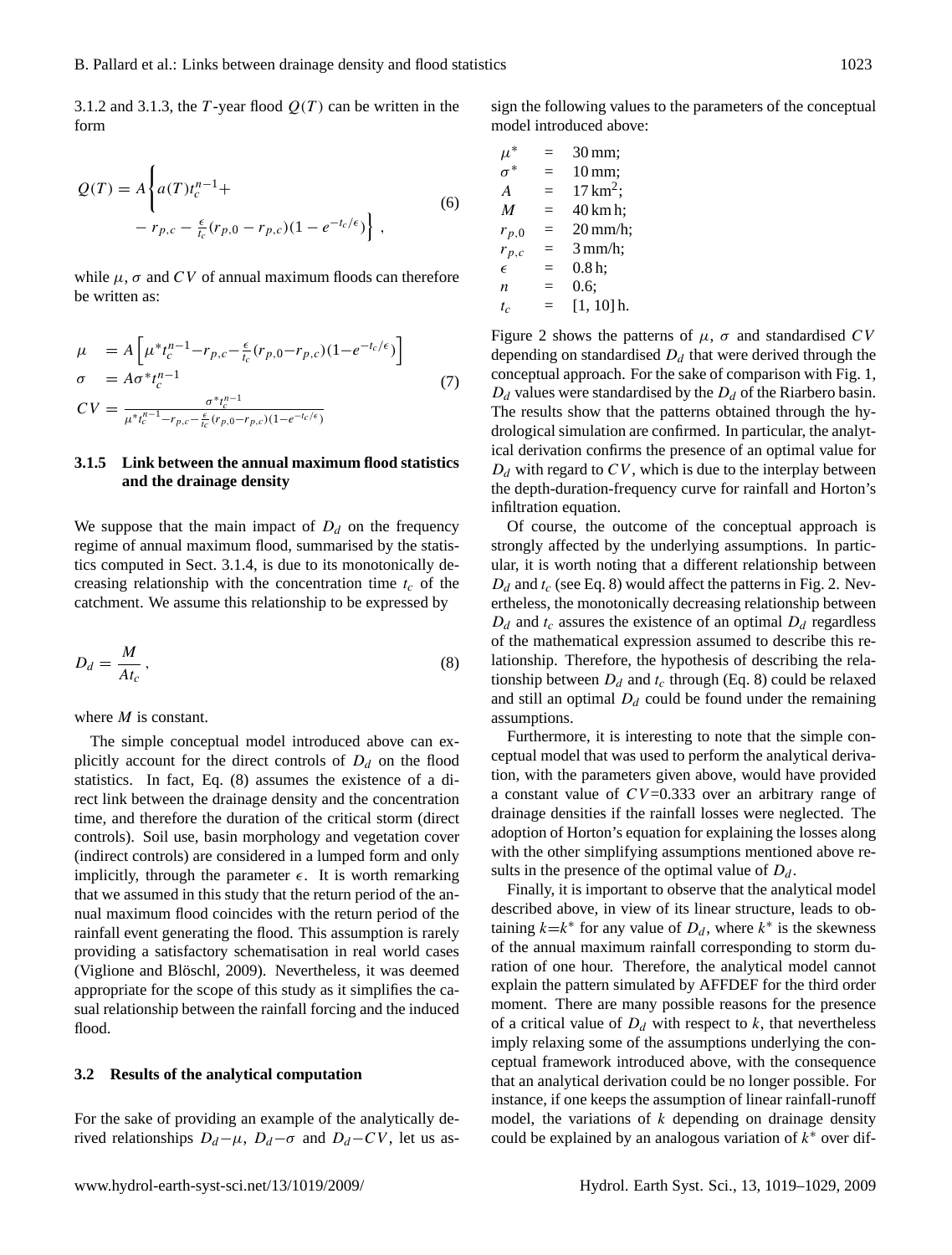3.1.2 and 3.1.3, the $T$-year flood $Q(T)$ can be written in the form

$$Q(T) = A\left\{a(T)t_c^{n-1} + \\ - r_{p,c} - \frac{\epsilon}{t_c}(r_{p,0} - r_{p,c})(1 - e^{-t_c/\epsilon})\right\}, \tag{6}$$

while $\mu$, $\sigma$ and $CV$ of annual maximum floods can therefore be written as:

$$\begin{aligned}
\mu &= A\left[\mu^* t_c^{n-1} - r_{p,c} - \frac{\epsilon}{t_c}(r_{p,0} - r_{p,c})(1 - e^{-t_c/\epsilon})\right] \\
\sigma &= A\sigma^* t_c^{n-1} \\
CV &= \frac{\sigma^* t_c^{n-1}}{\mu^* t_c^{n-1} - r_{p,c} - \frac{\epsilon}{t_c}(r_{p,0} - r_{p,c})(1 - e^{-t_c/\epsilon})}
\end{aligned} \tag{7}$$

### 3.1.5 Link between the annual maximum flood statistics and the drainage density

We suppose that the main impact of $D_d$ on the frequency regime of annual maximum flood, summarised by the statistics computed in Sect. 3.1.4, is due to its monotonically decreasing relationship with the concentration time $t_c$ of the catchment. We assume this relationship to be expressed by

$$D_d = \frac{M}{A t_c}, \tag{8}$$

where $M$ is constant.

The simple conceptual model introduced above can explicitly account for the direct controls of $D_d$ on the flood statistics. In fact, Eq. (8) assumes the existence of a direct link between the drainage density and the concentration time, and therefore the duration of the critical storm (direct controls). Soil use, basin morphology and vegetation cover (indirect controls) are considered in a lumped form and only implicitly, through the parameter $\epsilon$. It is worth remarking that we assumed in this study that the return period of the annual maximum flood coincides with the return period of the rainfall event generating the flood. This assumption is rarely providing a satisfactory schematisation in real world cases (Viglione and Blöschl, 2009). Nevertheless, it was deemed appropriate for the scope of this study as it simplifies the casual relationship between the rainfall forcing and the induced flood.

## 3.2 Results of the analytical computation

For the sake of providing an example of the analytically derived relationships $D_d - \mu$, $D_d - \sigma$ and $D_d - CV$, let us assign the following values to the parameters of the conceptual model introduced above:

$$\begin{aligned}
\mu^* &= 30\,\text{mm}; \\
\sigma^* &= 10\,\text{mm}; \\
A &= 17\,\text{km}^2; \\
M &= 40\,\text{km h}; \\
r_{p,0} &= 20\,\text{mm/h}; \\
r_{p,c} &= 3\,\text{mm/h}; \\
\epsilon &= 0.8\,\text{h}; \\
n &= 0.6; \\
t_c &= [1, 10]\,\text{h}.
\end{aligned}$$

Figure 2 shows the patterns of $\mu$, $\sigma$ and standardised $CV$ depending on standardised $D_d$ that were derived through the conceptual approach. For the sake of comparison with Fig. 1, $D_d$ values were standardised by the $D_d$ of the Riarbero basin. The results show that the patterns obtained through the hydrological simulation are confirmed. In particular, the analytical derivation confirms the presence of an optimal value for $D_d$ with regard to $CV$, which is due to the interplay between the depth-duration-frequency curve for rainfall and Horton's infiltration equation.

Of course, the outcome of the conceptual approach is strongly affected by the underlying assumptions. In particular, it is worth noting that a different relationship between $D_d$ and $t_c$ (see Eq. 8) would affect the patterns in Fig. 2. Nevertheless, the monotonically decreasing relationship between $D_d$ and $t_c$ assures the existence of an optimal $D_d$ regardless of the mathematical expression assumed to describe this relationship. Therefore, the hypothesis of describing the relationship between $D_d$ and $t_c$ through (Eq. 8) could be relaxed and still an optimal $D_d$ could be found under the remaining assumptions.

Furthermore, it is interesting to note that the simple conceptual model that was used to perform the analytical derivation, with the parameters given above, would have provided a constant value of $CV$=0.333 over an arbitrary range of drainage densities if the rainfall losses were neglected. The adoption of Horton's equation for explaining the losses along with the other simplifying assumptions mentioned above results in the presence of the optimal value of $D_d$.

Finally, it is important to observe that the analytical model described above, in view of its linear structure, leads to obtaining $k$=$k^*$ for any value of $D_d$, where $k^*$ is the skewness of the annual maximum rainfall corresponding to storm duration of one hour. Therefore, the analytical model cannot explain the pattern simulated by AFFDEF for the third order moment. There are many possible reasons for the presence of a critical value of $D_d$ with respect to $k$, that nevertheless imply relaxing some of the assumptions underlying the conceptual framework introduced above, with the consequence that an analytical derivation could be no longer possible. For instance, if one keeps the assumption of linear rainfall-runoff model, the variations of $k$ depending on drainage density could be explained by an analogous variation of $k^*$ over dif-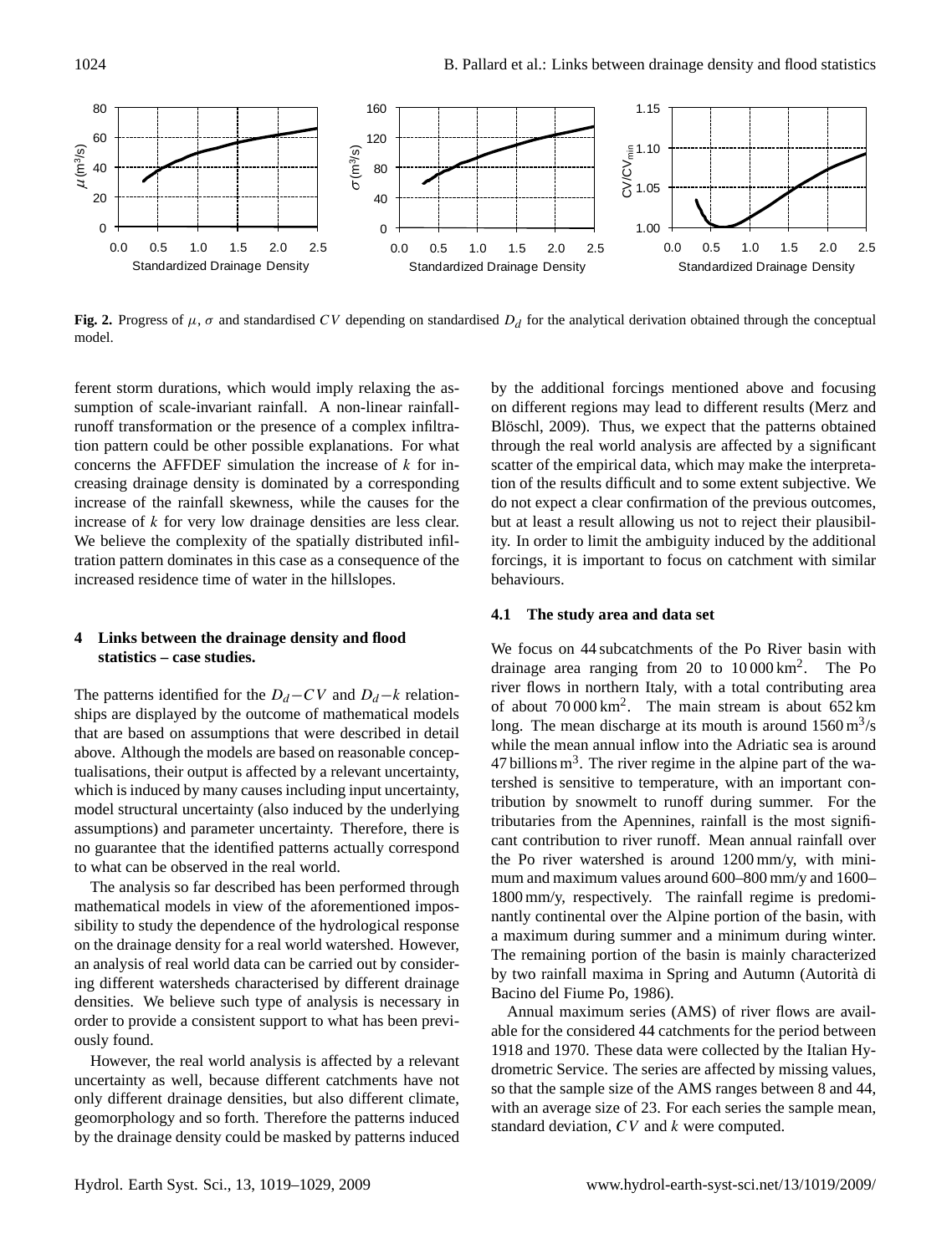80
60
40
20
0
$\mu$ (m³/s)
0.0 0.5 1.0 1.5 2.0 2.5
Standardized Drainage Density

160
120
80
40
0
$\sigma$ (m³/s)
0.0 0.5 1.0 1.5 2.0 2.5
Standardized Drainage Density

1.15
1.10
1.05
1.00
CV/CV$_{min}$
0.0 0.5 1.0 1.5 2.0 2.5
Standardized Drainage Density

**Fig. 2.** Progress of $\mu$, $\sigma$ and standardised $CV$ depending on standardised $D_d$ for the analytical derivation obtained through the conceptual model.

ferent storm durations, which would imply relaxing the assumption of scale-invariant rainfall. A non-linear rainfall-runoff transformation or the presence of a complex infiltration pattern could be other possible explanations. For what concerns the AFFDEF simulation the increase of $k$ for increasing drainage density is dominated by a corresponding increase of the rainfall skewness, while the causes for the increase of $k$ for very low drainage densities are less clear. We believe the complexity of the spatially distributed infiltration pattern dominates in this case as a consequence of the increased residence time of water in the hillslopes.

## 4 Links between the drainage density and flood statistics – case studies.

The patterns identified for the $D_d-CV$ and $D_d-k$ relationships are displayed by the outcome of mathematical models that are based on assumptions that were described in detail above. Although the models are based on reasonable conceptualisations, their output is affected by a relevant uncertainty, which is induced by many causes including input uncertainty, model structural uncertainty (also induced by the underlying assumptions) and parameter uncertainty. Therefore, there is no guarantee that the identified patterns actually correspond to what can be observed in the real world.

The analysis so far described has been performed through mathematical models in view of the aforementioned impossibility to study the dependence of the hydrological response on the drainage density for a real world watershed. However, an analysis of real world data can be carried out by considering different watersheds characterised by different drainage densities. We believe such type of analysis is necessary in order to provide a consistent support to what has been previously found.

However, the real world analysis is affected by a relevant uncertainty as well, because different catchments have not only different drainage densities, but also different climate, geomorphology and so forth. Therefore the patterns induced by the drainage density could be masked by patterns induced by the additional forcings mentioned above and focusing on different regions may lead to different results (Merz and Blöschl, 2009). Thus, we expect that the patterns obtained through the real world analysis are affected by a significant scatter of the empirical data, which may make the interpretation of the results difficult and to some extent subjective. We do not expect a clear confirmation of the previous outcomes, but at least a result allowing us not to reject their plausibility. In order to limit the ambiguity induced by the additional forcings, it is important to focus on catchment with similar behaviours.

### 4.1 The study area and data set

We focus on 44 subcatchments of the Po River basin with drainage area ranging from 20 to 10 000 km$^2$. The Po river flows in northern Italy, with a total contributing area of about 70 000 km$^2$. The main stream is about 652 km long. The mean discharge at its mouth is around 1560 m$^3$/s while the mean annual inflow into the Adriatic sea is around 47 billions m$^3$. The river regime in the alpine part of the watershed is sensitive to temperature, with an important contribution by snowmelt to runoff during summer. For the tributaries from the Apennines, rainfall is the most significant contribution to river runoff. Mean annual rainfall over the Po river watershed is around 1200 mm/y, with minimum and maximum values around 600–800 mm/y and 1600–1800 mm/y, respectively. The rainfall regime is predominantly continental over the Alpine portion of the basin, with a maximum during summer and a minimum during winter. The remaining portion of the basin is mainly characterized by two rainfall maxima in Spring and Autumn (Autorità di Bacino del Fiume Po, 1986).

Annual maximum series (AMS) of river flows are available for the considered 44 catchments for the period between 1918 and 1970. These data were collected by the Italian Hydrometric Service. The series are affected by missing values, so that the sample size of the AMS ranges between 8 and 44, with an average size of 23. For each series the sample mean, standard deviation, $CV$ and $k$ were computed.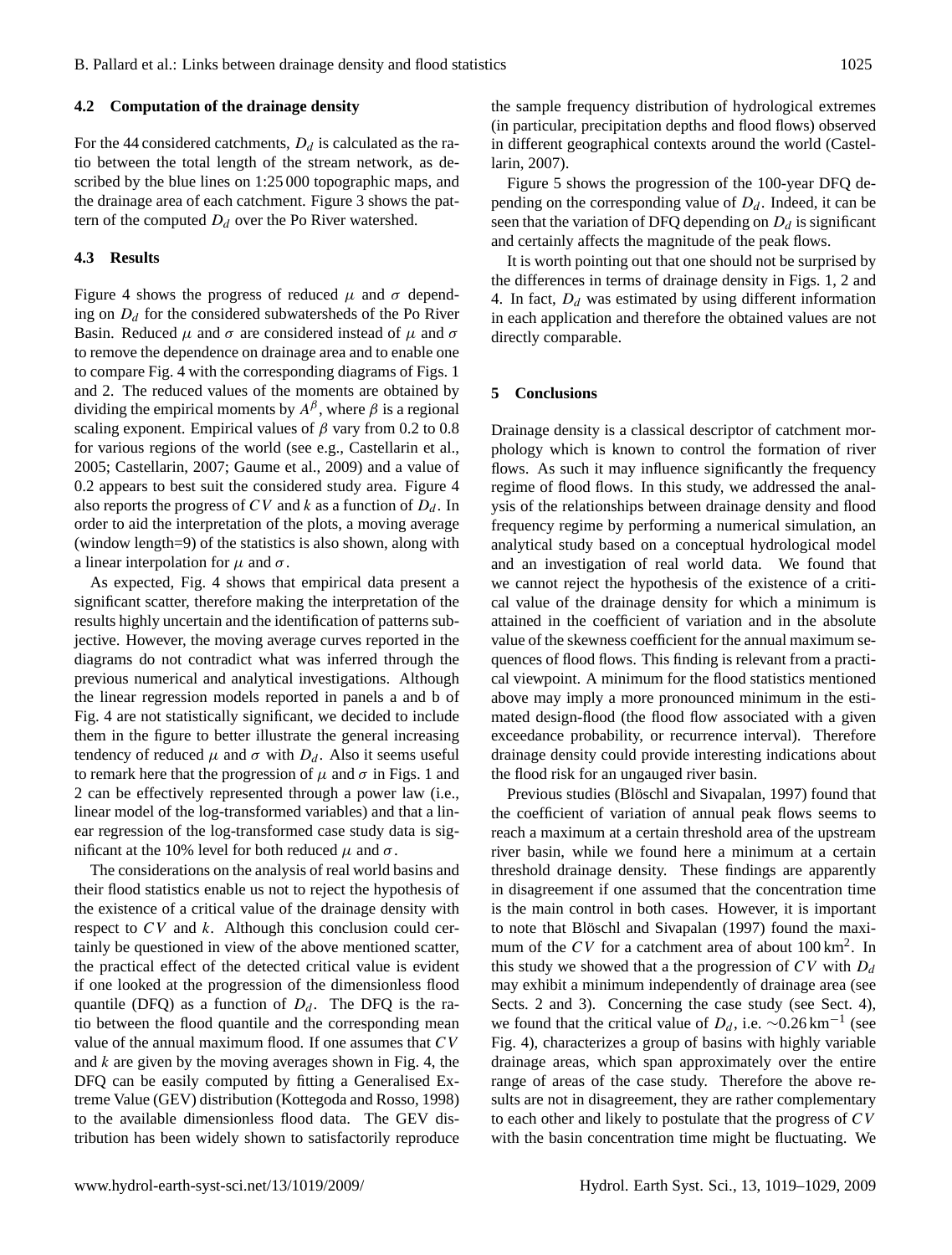### 4.2 Computation of the drainage density

For the 44 considered catchments, $D_d$ is calculated as the ratio between the total length of the stream network, as described by the blue lines on 1:25 000 topographic maps, and the drainage area of each catchment. Figure 3 shows the pattern of the computed $D_d$ over the Po River watershed.

### 4.3 Results

Figure 4 shows the progress of reduced $\mu$ and $\sigma$ depending on $D_d$ for the considered subwatersheds of the Po River Basin. Reduced $\mu$ and $\sigma$ are considered instead of $\mu$ and $\sigma$ to remove the dependence on drainage area and to enable one to compare Fig. 4 with the corresponding diagrams of Figs. 1 and 2. The reduced values of the moments are obtained by dividing the empirical moments by $A^{\beta}$, where $\beta$ is a regional scaling exponent. Empirical values of $\beta$ vary from 0.2 to 0.8 for various regions of the world (see e.g., Castellarin et al., 2005; Castellarin, 2007; Gaume et al., 2009) and a value of 0.2 appears to best suit the considered study area. Figure 4 also reports the progress of $CV$ and $k$ as a function of $D_d$. In order to aid the interpretation of the plots, a moving average (window length=9) of the statistics is also shown, along with a linear interpolation for $\mu$ and $\sigma$.

As expected, Fig. 4 shows that empirical data present a significant scatter, therefore making the interpretation of the results highly uncertain and the identification of patterns subjective. However, the moving average curves reported in the diagrams do not contradict what was inferred through the previous numerical and analytical investigations. Although the linear regression models reported in panels a and b of Fig. 4 are not statistically significant, we decided to include them in the figure to better illustrate the general increasing tendency of reduced $\mu$ and $\sigma$ with $D_d$. Also it seems useful to remark here that the progression of $\mu$ and $\sigma$ in Figs. 1 and 2 can be effectively represented through a power law (i.e., linear model of the log-transformed variables) and that a linear regression of the log-transformed case study data is significant at the 10% level for both reduced $\mu$ and $\sigma$.

The considerations on the analysis of real world basins and their flood statistics enable us not to reject the hypothesis of the existence of a critical value of the drainage density with respect to $CV$ and $k$. Although this conclusion could certainly be questioned in view of the above mentioned scatter, the practical effect of the detected critical value is evident if one looked at the progression of the dimensionless flood quantile (DFQ) as a function of $D_d$. The DFQ is the ratio between the flood quantile and the corresponding mean value of the annual maximum flood. If one assumes that $CV$ and $k$ are given by the moving averages shown in Fig. 4, the DFQ can be easily computed by fitting a Generalised Extreme Value (GEV) distribution (Kottegoda and Rosso, 1998) to the available dimensionless flood data. The GEV distribution has been widely shown to satisfactorily reproduce the sample frequency distribution of hydrological extremes (in particular, precipitation depths and flood flows) observed in different geographical contexts around the world (Castellarin, 2007).

Figure 5 shows the progression of the 100-year DFQ depending on the corresponding value of $D_d$. Indeed, it can be seen that the variation of DFQ depending on $D_d$ is significant and certainly affects the magnitude of the peak flows.

It is worth pointing out that one should not be surprised by the differences in terms of drainage density in Figs. 1, 2 and 4. In fact, $D_d$ was estimated by using different information in each application and therefore the obtained values are not directly comparable.

## 5 Conclusions

Drainage density is a classical descriptor of catchment morphology which is known to control the formation of river flows. As such it may influence significantly the frequency regime of flood flows. In this study, we addressed the analysis of the relationships between drainage density and flood frequency regime by performing a numerical simulation, an analytical study based on a conceptual hydrological model and an investigation of real world data. We found that we cannot reject the hypothesis of the existence of a critical value of the drainage density for which a minimum is attained in the coefficient of variation and in the absolute value of the skewness coefficient for the annual maximum sequences of flood flows. This finding is relevant from a practical viewpoint. A minimum for the flood statistics mentioned above may imply a more pronounced minimum in the estimated design-flood (the flood flow associated with a given exceedance probability, or recurrence interval). Therefore drainage density could provide interesting indications about the flood risk for an ungauged river basin.

Previous studies (Blöschl and Sivapalan, 1997) found that the coefficient of variation of annual peak flows seems to reach a maximum at a certain threshold area of the upstream river basin, while we found here a minimum at a certain threshold drainage density. These findings are apparently in disagreement if one assumed that the concentration time is the main control in both cases. However, it is important to note that Blöschl and Sivapalan (1997) found the maximum of the $CV$ for a catchment area of about 100 km$^2$. In this study we showed that a the progression of $CV$ with $D_d$ may exhibit a minimum independently of drainage area (see Sects. 2 and 3). Concerning the case study (see Sect. 4), we found that the critical value of $D_d$, i.e. $\sim$0.26 km$^{-1}$ (see Fig. 4), characterizes a group of basins with highly variable drainage areas, which span approximately over the entire range of areas of the case study. Therefore the above results are not in disagreement, they are rather complementary to each other and likely to postulate that the progress of $CV$ with the basin concentration time might be fluctuating. We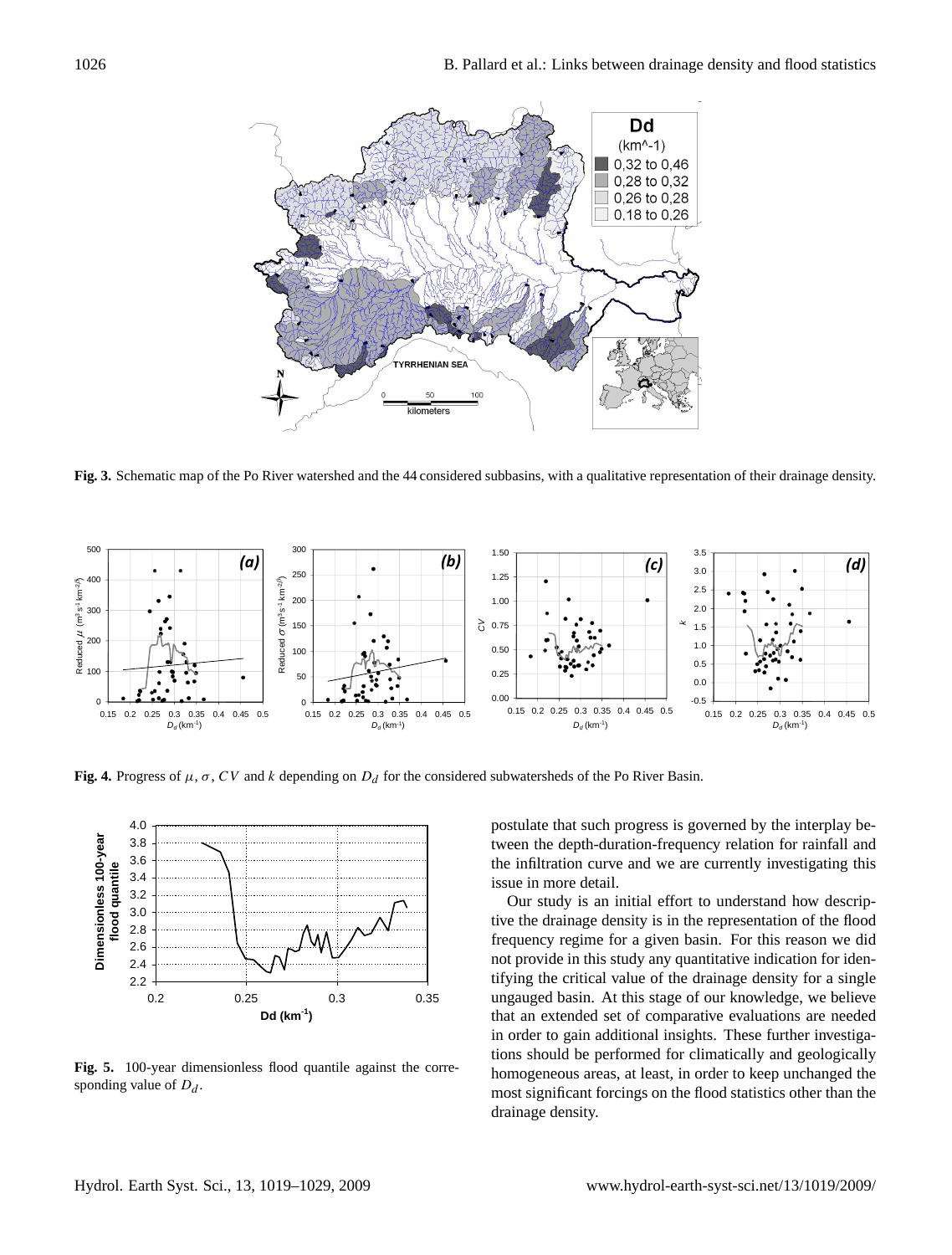**Fig. 3.** Schematic map of the Po River watershed and the 44 considered subbasins, with a qualitative representation of their drainage density.

**Fig. 4.** Progress of $\mu$, $\sigma$, $CV$ and $k$ depending on $D_d$ for the considered subwatersheds of the Po River Basin.

**Fig. 5.** 100-year dimensionless flood quantile against the corresponding value of $D_d$.

postulate that such progress is governed by the interplay between the depth-duration-frequency relation for rainfall and the infiltration curve and we are currently investigating this issue in more detail.

Our study is an initial effort to understand how descriptive the drainage density is in the representation of the flood frequency regime for a given basin. For this reason we did not provide in this study any quantitative indication for identifying the critical value of the drainage density for a single ungauged basin. At this stage of our knowledge, we believe that an extended set of comparative evaluations are needed in order to gain additional insights. These further investigations should be performed for climatically and geologically homogeneous areas, at least, in order to keep unchanged the most significant forcings on the flood statistics other than the drainage density.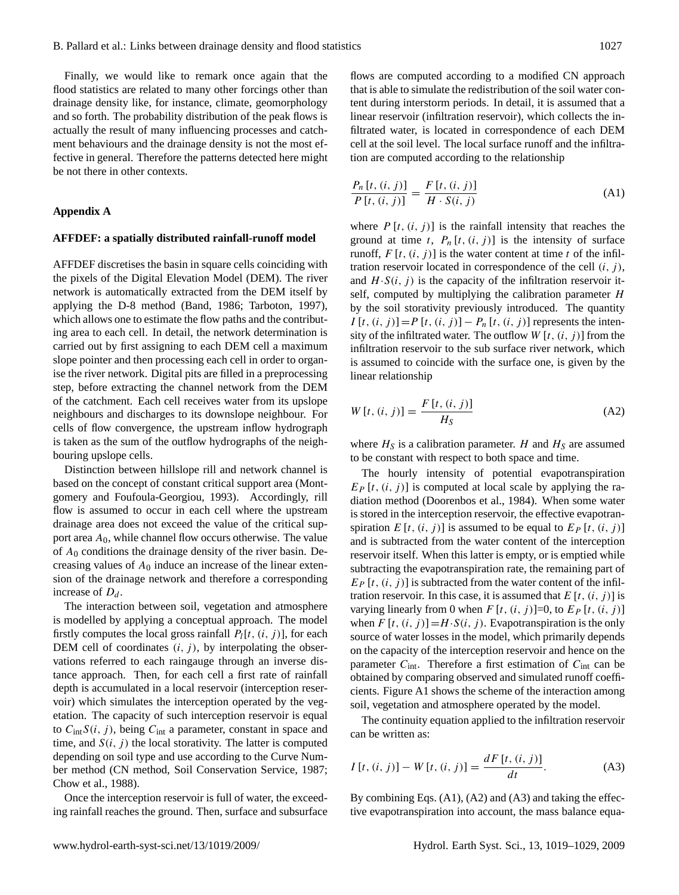Finally, we would like to remark once again that the flood statistics are related to many other forcings other than drainage density like, for instance, climate, geomorphology and so forth. The probability distribution of the peak flows is actually the result of many influencing processes and catchment behaviours and the drainage density is not the most effective in general. Therefore the patterns detected here might be not there in other contexts.

## Appendix A

### AFFDEF: a spatially distributed rainfall-runoff model

AFFDEF discretises the basin in square cells coinciding with the pixels of the Digital Elevation Model (DEM). The river network is automatically extracted from the DEM itself by applying the D-8 method (Band, 1986; Tarboton, 1997), which allows one to estimate the flow paths and the contributing area to each cell. In detail, the network determination is carried out by first assigning to each DEM cell a maximum slope pointer and then processing each cell in order to organise the river network. Digital pits are filled in a preprocessing step, before extracting the channel network from the DEM of the catchment. Each cell receives water from its upslope neighbours and discharges to its downslope neighbour. For cells of flow convergence, the upstream inflow hydrograph is taken as the sum of the outflow hydrographs of the neighbouring upslope cells.

Distinction between hillslope rill and network channel is based on the concept of constant critical support area (Montgomery and Foufoula-Georgiou, 1993). Accordingly, rill flow is assumed to occur in each cell where the upstream drainage area does not exceed the value of the critical support area $A_0$, while channel flow occurs otherwise. The value of $A_0$ conditions the drainage density of the river basin. Decreasing values of $A_0$ induce an increase of the linear extension of the drainage network and therefore a corresponding increase of $D_d$.

The interaction between soil, vegetation and atmosphere is modelled by applying a conceptual approach. The model firstly computes the local gross rainfall $P_l[t,(i,j)]$, for each DEM cell of coordinates $(i,j)$, by interpolating the observations referred to each raingauge through an inverse distance approach. Then, for each cell a first rate of rainfall depth is accumulated in a local reservoir (interception reservoir) which simulates the interception operated by the vegetation. The capacity of such interception reservoir is equal to $C_{\text{int}}S(i,j)$, being $C_{\text{int}}$ a parameter, constant in space and time, and $S(i,j)$ the local storativity. The latter is computed depending on soil type and use according to the Curve Number method (CN method, Soil Conservation Service, 1987; Chow et al., 1988).

Once the interception reservoir is full of water, the exceeding rainfall reaches the ground. Then, surface and subsurface flows are computed according to a modified CN approach that is able to simulate the redistribution of the soil water content during interstorm periods. In detail, it is assumed that a linear reservoir (infiltration reservoir), which collects the infiltrated water, is located in correspondence of each DEM cell at the soil level. The local surface runoff and the infiltration are computed according to the relationship

$$\frac{P_n[t,(i,j)]}{P[t,(i,j)]} = \frac{F[t,(i,j)]}{H \cdot S(i,j)} \tag{A1}$$

where $P[t,(i,j)]$ is the rainfall intensity that reaches the ground at time $t$, $P_n[t,(i,j)]$ is the intensity of surface runoff, $F[t,(i,j)]$ is the water content at time $t$ of the infiltration reservoir located in correspondence of the cell $(i,j)$, and $H \cdot S(i,j)$ is the capacity of the infiltration reservoir itself, computed by multiplying the calibration parameter $H$ by the soil storativity previously introduced. The quantity $I[t,(i,j)]=P[t,(i,j)]-P_n[t,(i,j)]$ represents the intensity of the infiltrated water. The outflow $W[t,(i,j)]$ from the infiltration reservoir to the sub surface river network, which is assumed to coincide with the surface one, is given by the linear relationship

$$W[t,(i,j)] = \frac{F[t,(i,j)]}{H_S} \tag{A2}$$

where $H_S$ is a calibration parameter. $H$ and $H_S$ are assumed to be constant with respect to both space and time.

The hourly intensity of potential evapotranspiration $E_P[t,(i,j)]$ is computed at local scale by applying the radiation method (Doorenbos et al., 1984). When some water is stored in the interception reservoir, the effective evapotranspiration $E[t,(i,j)]$ is assumed to be equal to $E_P[t,(i,j)]$ and is subtracted from the water content of the interception reservoir itself. When this latter is empty, or is emptied while subtracting the evapotranspiration rate, the remaining part of $E_P[t,(i,j)]$ is subtracted from the water content of the infiltration reservoir. In this case, it is assumed that $E[t,(i,j)]$ is varying linearly from 0 when $F[t,(i,j)]$=0, to $E_P[t,(i,j)]$ when $F[t,(i,j)]=H \cdot S(i,j)$. Evapotranspiration is the only source of water losses in the model, which primarily depends on the capacity of the interception reservoir and hence on the parameter $C_{\text{int}}$. Therefore a first estimation of $C_{\text{int}}$ can be obtained by comparing observed and simulated runoff coefficients. Figure A1 shows the scheme of the interaction among soil, vegetation and atmosphere operated by the model.

The continuity equation applied to the infiltration reservoir can be written as:

$$I[t,(i,j)] - W[t,(i,j)] = \frac{dF[t,(i,j)]}{dt}. \tag{A3}$$

By combining Eqs. (A1), (A2) and (A3) and taking the effective evapotranspiration into account, the mass balance equa-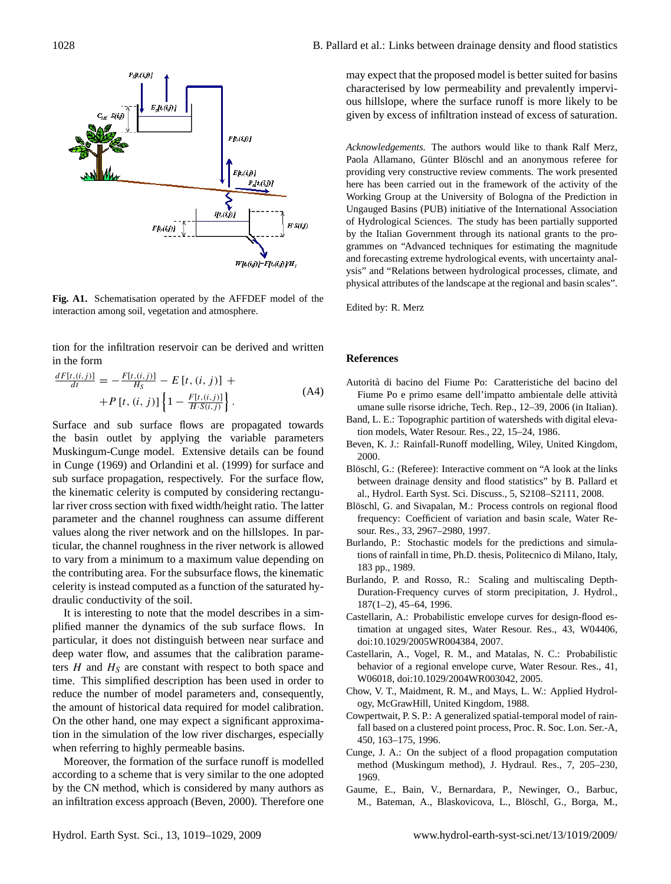**Fig. A1.** Schematisation operated by the AFFDEF model of the interaction among soil, vegetation and atmosphere.

tion for the infiltration reservoir can be derived and written in the form

$$\frac{dF[t,(i,j)]}{dt} = -\frac{F[t,(i,j)]}{H_S} - E\,[t,\,(i,\,j)] + \\ +P\,[t,\,(i,\,j)]\left\{1 - \frac{F[t,(i,j)]}{H \cdot S(i,j)}\right\}. \tag{A4}$$

Surface and sub surface flows are propagated towards the basin outlet by applying the variable parameters Muskingum-Cunge model. Extensive details can be found in Cunge (1969) and Orlandini et al. (1999) for surface and sub surface propagation, respectively. For the surface flow, the kinematic celerity is computed by considering rectangular river cross section with fixed width/height ratio. The latter parameter and the channel roughness can assume different values along the river network and on the hillslopes. In particular, the channel roughness in the river network is allowed to vary from a minimum to a maximum value depending on the contributing area. For the subsurface flows, the kinematic celerity is instead computed as a function of the saturated hydraulic conductivity of the soil.

It is interesting to note that the model describes in a simplified manner the dynamics of the sub surface flows. In particular, it does not distinguish between near surface and deep water flow, and assumes that the calibration parameters $H$ and $H_S$ are constant with respect to both space and time. This simplified description has been used in order to reduce the number of model parameters and, consequently, the amount of historical data required for model calibration. On the other hand, one may expect a significant approximation in the simulation of the low river discharges, especially when referring to highly permeable basins.

Moreover, the formation of the surface runoff is modelled according to a scheme that is very similar to the one adopted by the CN method, which is considered by many authors as an infiltration excess approach (Beven, 2000). Therefore one may expect that the proposed model is better suited for basins characterised by low permeability and prevalently impervious hillslope, where the surface runoff is more likely to be given by excess of infiltration instead of excess of saturation.

*Acknowledgements.* The authors would like to thank Ralf Merz, Paola Allamano, Günter Blöschl and an anonymous referee for providing very constructive review comments. The work presented here has been carried out in the framework of the activity of the Working Group at the University of Bologna of the Prediction in Ungauged Basins (PUB) initiative of the International Association of Hydrological Sciences. The study has been partially supported by the Italian Government through its national grants to the programmes on "Advanced techniques for estimating the magnitude and forecasting extreme hydrological events, with uncertainty analysis" and "Relations between hydrological processes, climate, and physical attributes of the landscape at the regional and basin scales".

Edited by: R. Merz

## References

Autorità di bacino del Fiume Po: Caratteristiche del bacino del Fiume Po e primo esame dell'impatto ambientale delle attività umane sulle risorse idriche, Tech. Rep., 12–39, 2006 (in Italian).

Band, L. E.: Topographic partition of watersheds with digital elevation models, Water Resour. Res., 22, 15–24, 1986.

Beven, K. J.: Rainfall-Runoff modelling, Wiley, United Kingdom, 2000.

Blöschl, G.: (Referee): Interactive comment on "A look at the links between drainage density and flood statistics" by B. Pallard et al., Hydrol. Earth Syst. Sci. Discuss., 5, S2108–S2111, 2008.

Blöschl, G. and Sivapalan, M.: Process controls on regional flood frequency: Coefficient of variation and basin scale, Water Resour. Res., 33, 2967–2980, 1997.

Burlando, P.: Stochastic models for the predictions and simulations of rainfall in time, Ph.D. thesis, Politecnico di Milano, Italy, 183 pp., 1989.

Burlando, P. and Rosso, R.: Scaling and multiscaling Depth-Duration-Frequency curves of storm precipitation, J. Hydrol., 187(1–2), 45–64, 1996.

Castellarin, A.: Probabilistic envelope curves for design-flood estimation at ungaged sites, Water Resour. Res., 43, W04406, doi:10.1029/2005WR004384, 2007.

Castellarin, A., Vogel, R. M., and Matalas, N. C.: Probabilistic behavior of a regional envelope curve, Water Resour. Res., 41, W06018, doi:10.1029/2004WR003042, 2005.

Chow, V. T., Maidment, R. M., and Mays, L. W.: Applied Hydrology, McGrawHill, United Kingdom, 1988.

Cowpertwait, P. S. P.: A generalized spatial-temporal model of rainfall based on a clustered point process, Proc. R. Soc. Lon. Ser.-A, 450, 163–175, 1996.

Cunge, J. A.: On the subject of a flood propagation computation method (Muskingum method), J. Hydraul. Res., 7, 205–230, 1969.

Gaume, E., Bain, V., Bernardara, P., Newinger, O., Barbuc, M., Bateman, A., Blaskovicova, L., Blöschl, G., Borga, M.,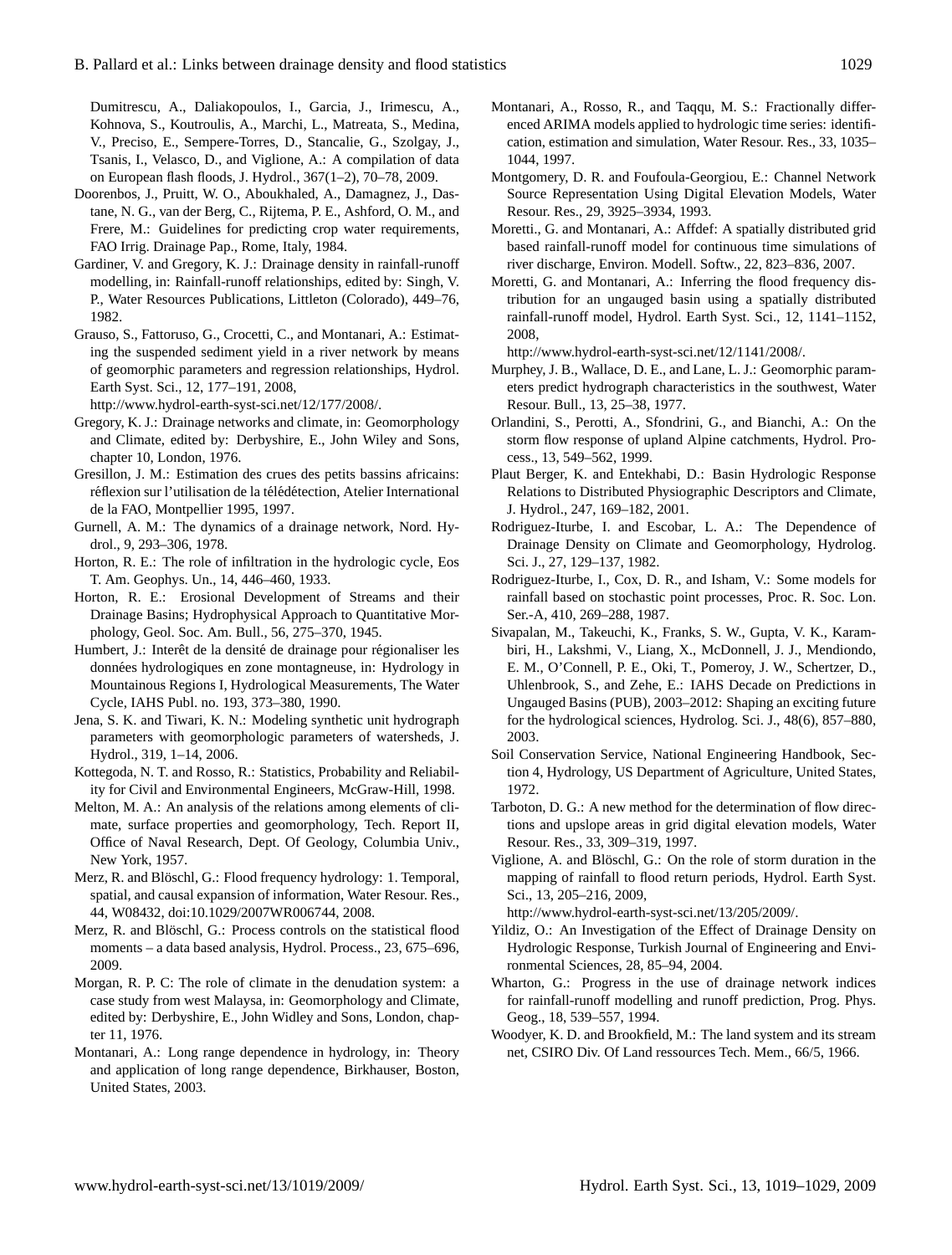Dumitrescu, A., Daliakopoulos, I., Garcia, J., Irimescu, A., Kohnova, S., Koutroulis, A., Marchi, L., Matreata, S., Medina, V., Preciso, E., Sempere-Torres, D., Stancalie, G., Szolgay, J., Tsanis, I., Velasco, D., and Viglione, A.: A compilation of data on European flash floods, J. Hydrol., 367(1–2), 70–78, 2009.

Doorenbos, J., Pruitt, W. O., Aboukhaled, A., Damagnez, J., Dastane, N. G., van der Berg, C., Rijtema, P. E., Ashford, O. M., and Frere, M.: Guidelines for predicting crop water requirements, FAO Irrig. Drainage Pap., Rome, Italy, 1984.

Gardiner, V. and Gregory, K. J.: Drainage density in rainfall-runoff modelling, in: Rainfall-runoff relationships, edited by: Singh, V. P., Water Resources Publications, Littleton (Colorado), 449–76, 1982.

Grauso, S., Fattoruso, G., Crocetti, C., and Montanari, A.: Estimating the suspended sediment yield in a river network by means of geomorphic parameters and regression relationships, Hydrol. Earth Syst. Sci., 12, 177–191, 2008, http://www.hydrol-earth-syst-sci.net/12/177/2008/.

Gregory, K. J.: Drainage networks and climate, in: Geomorphology and Climate, edited by: Derbyshire, E., John Wiley and Sons, chapter 10, London, 1976.

Gresillon, J. M.: Estimation des crues des petits bassins africains: réflexion sur l'utilisation de la télédétection, Atelier International de la FAO, Montpellier 1995, 1997.

Gurnell, A. M.: The dynamics of a drainage network, Nord. Hydrol., 9, 293–306, 1978.

Horton, R. E.: The role of infiltration in the hydrologic cycle, Eos T. Am. Geophys. Un., 14, 446–460, 1933.

Horton, R. E.: Erosional Development of Streams and their Drainage Basins; Hydrophysical Approach to Quantitative Morphology, Geol. Soc. Am. Bull., 56, 275–370, 1945.

Humbert, J.: Interêt de la densité de drainage pour régionaliser les données hydrologiques en zone montagneuse, in: Hydrology in Mountainous Regions I, Hydrological Measurements, The Water Cycle, IAHS Publ. no. 193, 373–380, 1990.

Jena, S. K. and Tiwari, K. N.: Modeling synthetic unit hydrograph parameters with geomorphologic parameters of watersheds, J. Hydrol., 319, 1–14, 2006.

Kottegoda, N. T. and Rosso, R.: Statistics, Probability and Reliability for Civil and Environmental Engineers, McGraw-Hill, 1998.

Melton, M. A.: An analysis of the relations among elements of climate, surface properties and geomorphology, Tech. Report II, Office of Naval Research, Dept. Of Geology, Columbia Univ., New York, 1957.

Merz, R. and Blöschl, G.: Flood frequency hydrology: 1. Temporal, spatial, and causal expansion of information, Water Resour. Res., 44, W08432, doi:10.1029/2007WR006744, 2008.

Merz, R. and Blöschl, G.: Process controls on the statistical flood moments – a data based analysis, Hydrol. Process., 23, 675–696, 2009.

Morgan, R. P. C: The role of climate in the denudation system: a case study from west Malaysa, in: Geomorphology and Climate, edited by: Derbyshire, E., John Widley and Sons, London, chapter 11, 1976.

Montanari, A.: Long range dependence in hydrology, in: Theory and application of long range dependence, Birkhauser, Boston, United States, 2003.

Montanari, A., Rosso, R., and Taqqu, M. S.: Fractionally differenced ARIMA models applied to hydrologic time series: identification, estimation and simulation, Water Resour. Res., 33, 1035–1044, 1997.

Montgomery, D. R. and Foufoula-Georgiou, E.: Channel Network Source Representation Using Digital Elevation Models, Water Resour. Res., 29, 3925–3934, 1993.

Moretti., G. and Montanari, A.: Affdef: A spatially distributed grid based rainfall-runoff model for continuous time simulations of river discharge, Environ. Modell. Softw., 22, 823–836, 2007.

Moretti, G. and Montanari, A.: Inferring the flood frequency distribution for an ungauged basin using a spatially distributed rainfall-runoff model, Hydrol. Earth Syst. Sci., 12, 1141–1152, 2008, http://www.hydrol-earth-syst-sci.net/12/1141/2008/.

Murphey, J. B., Wallace, D. E., and Lane, L. J.: Geomorphic parameters predict hydrograph characteristics in the southwest, Water Resour. Bull., 13, 25–38, 1977.

Orlandini, S., Perotti, A., Sfondrini, G., and Bianchi, A.: On the storm flow response of upland Alpine catchments, Hydrol. Process., 13, 549–562, 1999.

Plaut Berger, K. and Entekhabi, D.: Basin Hydrologic Response Relations to Distributed Physiographic Descriptors and Climate, J. Hydrol., 247, 169–182, 2001.

Rodriguez-Iturbe, I. and Escobar, L. A.: The Dependence of Drainage Density on Climate and Geomorphology, Hydrolog. Sci. J., 27, 129–137, 1982.

Rodriguez-Iturbe, I., Cox, D. R., and Isham, V.: Some models for rainfall based on stochastic point processes, Proc. R. Soc. Lon. Ser.-A, 410, 269–288, 1987.

Sivapalan, M., Takeuchi, K., Franks, S. W., Gupta, V. K., Karambiri, H., Lakshmi, V., Liang, X., McDonnell, J. J., Mendiondo, E. M., O'Connell, P. E., Oki, T., Pomeroy, J. W., Schertzer, D., Uhlenbrook, S., and Zehe, E.: IAHS Decade on Predictions in Ungauged Basins (PUB), 2003–2012: Shaping an exciting future for the hydrological sciences, Hydrolog. Sci. J., 48(6), 857–880, 2003.

Soil Conservation Service, National Engineering Handbook, Section 4, Hydrology, US Department of Agriculture, United States, 1972.

Tarboton, D. G.: A new method for the determination of flow directions and upslope areas in grid digital elevation models, Water Resour. Res., 33, 309–319, 1997.

Viglione, A. and Blöschl, G.: On the role of storm duration in the mapping of rainfall to flood return periods, Hydrol. Earth Syst. Sci., 13, 205–216, 2009, http://www.hydrol-earth-syst-sci.net/13/205/2009/.

Yildiz, O.: An Investigation of the Effect of Drainage Density on Hydrologic Response, Turkish Journal of Engineering and Environmental Sciences, 28, 85–94, 2004.

Wharton, G.: Progress in the use of drainage network indices for rainfall-runoff modelling and runoff prediction, Prog. Phys. Geog., 18, 539–557, 1994.

Woodyer, K. D. and Brookfield, M.: The land system and its stream net, CSIRO Div. Of Land ressources Tech. Mem., 66/5, 1966.